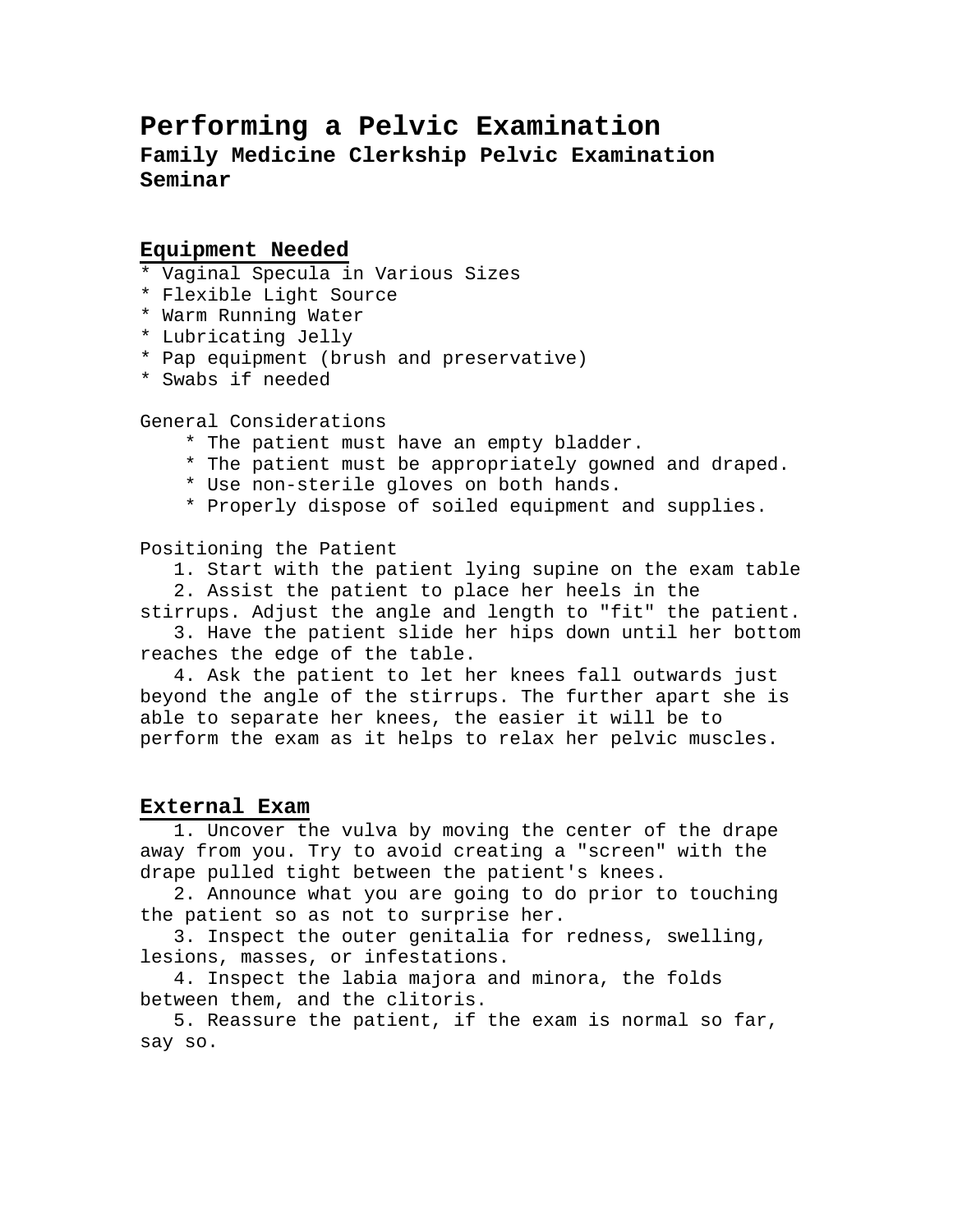# Performing a Pelvic Examination

## Family Medicine Clerkship Pelvic Examination Seminar

### Equipment Needed

* Vaginal Specula in Various Sizes
* Flexible Light Source
* Warm Running Water
* Lubricating Jelly
* Pap equipment (brush and preservative)
* Swabs if needed

General Considerations

* The patient must have an empty bladder.
* The patient must be appropriately gowned and draped.
* Use non-sterile gloves on both hands.
* Properly dispose of soiled equipment and supplies.

Positioning the Patient

1. Start with the patient lying supine on the exam table
2. Assist the patient to place her heels in the stirrups. Adjust the angle and length to "fit" the patient.
3. Have the patient slide her hips down until her bottom reaches the edge of the table.
4. Ask the patient to let her knees fall outwards just beyond the angle of the stirrups. The further apart she is able to separate her knees, the easier it will be to perform the exam as it helps to relax her pelvic muscles.

### External Exam

1. Uncover the vulva by moving the center of the drape away from you. Try to avoid creating a "screen" with the drape pulled tight between the patient's knees.
2. Announce what you are going to do prior to touching the patient so as not to surprise her.
3. Inspect the outer genitalia for redness, swelling, lesions, masses, or infestations.
4. Inspect the labia majora and minora, the folds between them, and the clitoris.
5. Reassure the patient, if the exam is normal so far, say so.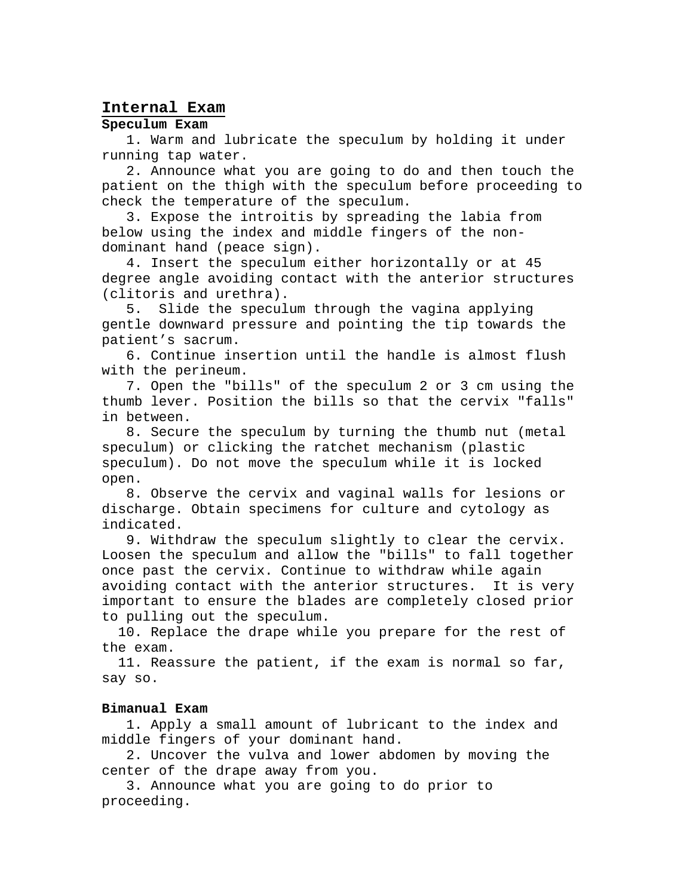## Internal Exam

**Speculum Exam**

1. Warm and lubricate the speculum by holding it under running tap water.
2. Announce what you are going to do and then touch the patient on the thigh with the speculum before proceeding to check the temperature of the speculum.
3. Expose the introitis by spreading the labia from below using the index and middle fingers of the non-dominant hand (peace sign).
4. Insert the speculum either horizontally or at 45 degree angle avoiding contact with the anterior structures (clitoris and urethra).
5. Slide the speculum through the vagina applying gentle downward pressure and pointing the tip towards the patient's sacrum.
6. Continue insertion until the handle is almost flush with the perineum.
7. Open the "bills" of the speculum 2 or 3 cm using the thumb lever. Position the bills so that the cervix "falls" in between.
8. Secure the speculum by turning the thumb nut (metal speculum) or clicking the ratchet mechanism (plastic speculum). Do not move the speculum while it is locked open.
8. Observe the cervix and vaginal walls for lesions or discharge. Obtain specimens for culture and cytology as indicated.
9. Withdraw the speculum slightly to clear the cervix. Loosen the speculum and allow the "bills" to fall together once past the cervix. Continue to withdraw while again avoiding contact with the anterior structures. It is very important to ensure the blades are completely closed prior to pulling out the speculum.
10. Replace the drape while you prepare for the rest of the exam.
11. Reassure the patient, if the exam is normal so far, say so.

**Bimanual Exam**

1. Apply a small amount of lubricant to the index and middle fingers of your dominant hand.
2. Uncover the vulva and lower abdomen by moving the center of the drape away from you.
3. Announce what you are going to do prior to proceeding.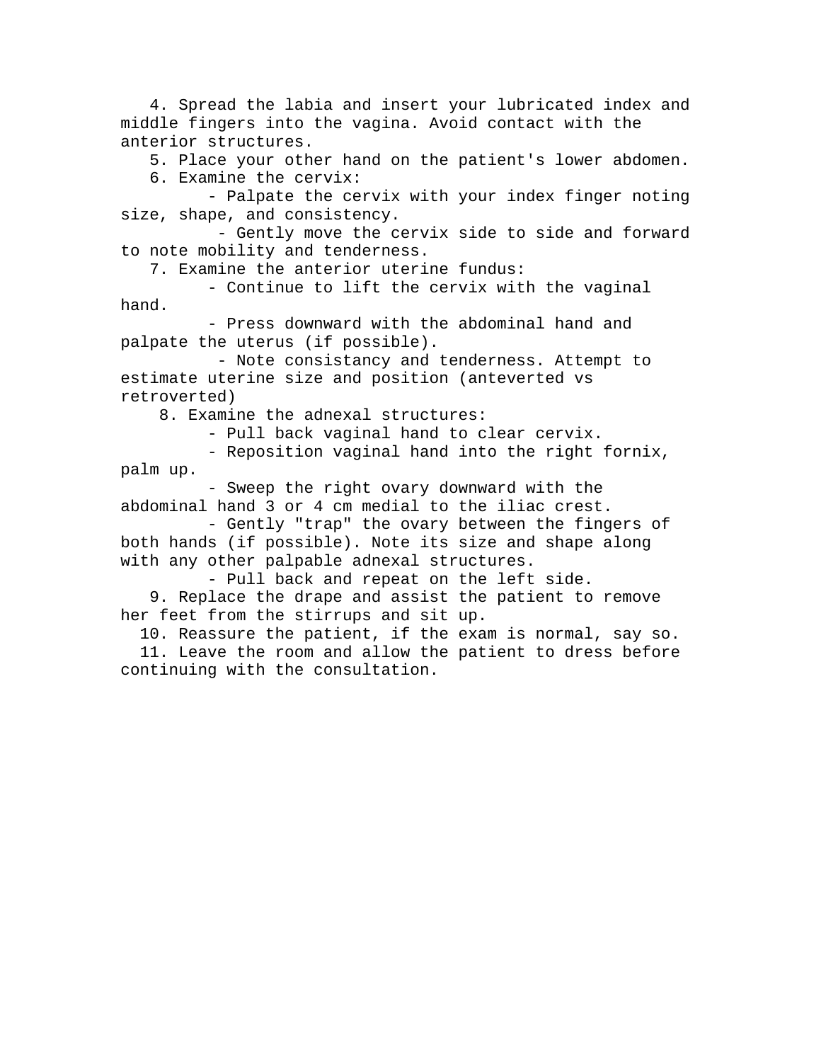4. Spread the labia and insert your lubricated index and middle fingers into the vagina. Avoid contact with the anterior structures.
5. Place your other hand on the patient's lower abdomen.
6. Examine the cervix:
   - Palpate the cervix with your index finger noting size, shape, and consistency.
   - Gently move the cervix side to side and forward to note mobility and tenderness.
7. Examine the anterior uterine fundus:
   - Continue to lift the cervix with the vaginal hand.
   - Press downward with the abdominal hand and palpate the uterus (if possible).
   - Note consistancy and tenderness. Attempt to estimate uterine size and position (anteverted vs retroverted)
8. Examine the adnexal structures:
   - Pull back vaginal hand to clear cervix.
   - Reposition vaginal hand into the right fornix, palm up.
   - Sweep the right ovary downward with the abdominal hand 3 or 4 cm medial to the iliac crest.
   - Gently "trap" the ovary between the fingers of both hands (if possible). Note its size and shape along with any other palpable adnexal structures.
   - Pull back and repeat on the left side.
9. Replace the drape and assist the patient to remove her feet from the stirrups and sit up.
10. Reassure the patient, if the exam is normal, say so.
11. Leave the room and allow the patient to dress before continuing with the consultation.